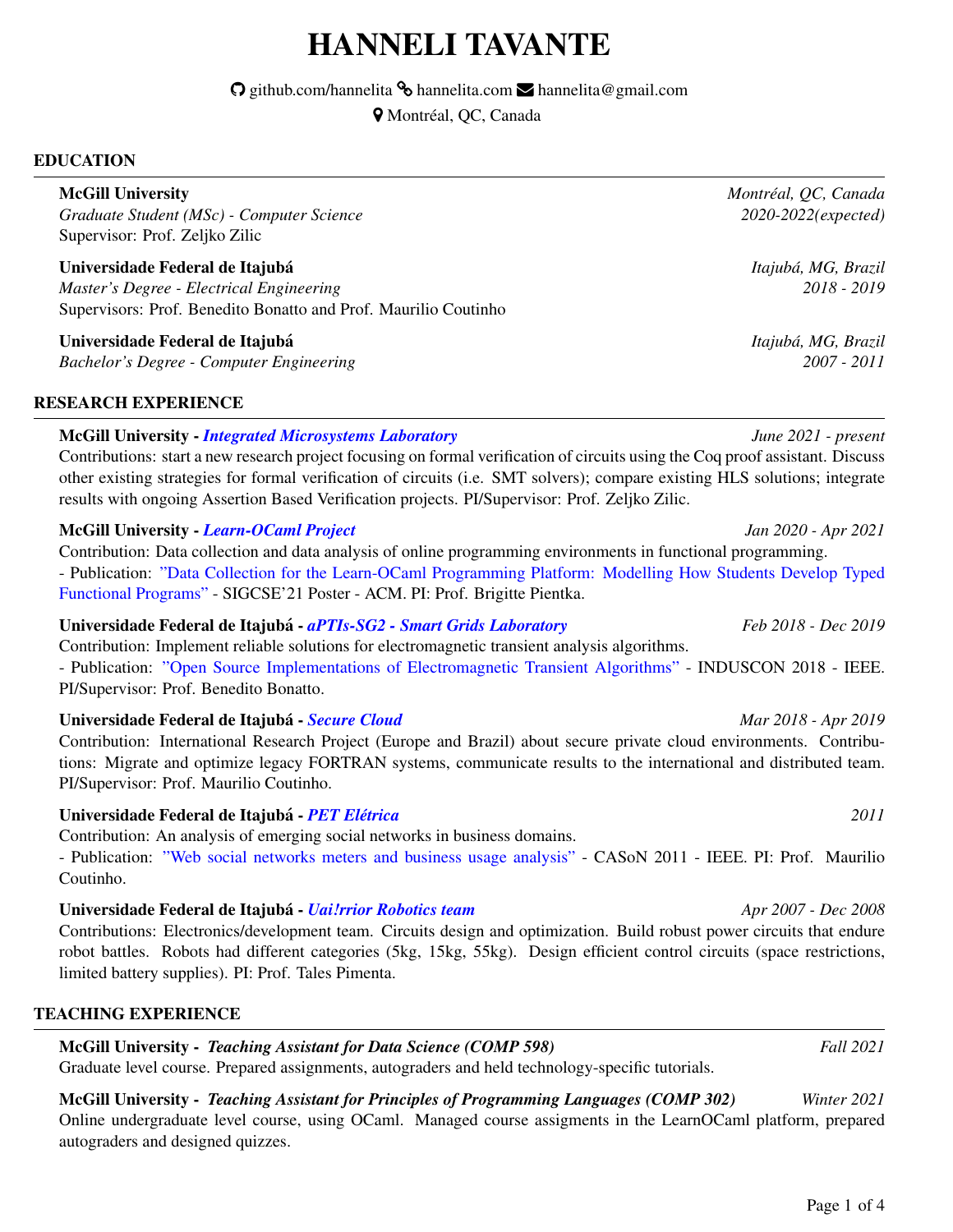# HANNELI TAVANTE

github.com/hannelita hannelita.com hannelita@gmail.com
Montréal, QC, Canada

## EDUCATION

**McGill University** — *Montréal, QC, Canada*
*Graduate Student (MSc) - Computer Science* — *2020-2022(expected)*
Supervisor: Prof. Zeljko Zilic

**Universidade Federal de Itajubá** — *Itajubá, MG, Brazil*
*Master's Degree - Electrical Engineering* — *2018 - 2019*
Supervisors: Prof. Benedito Bonatto and Prof. Maurilio Coutinho

**Universidade Federal de Itajubá** — *Itajubá, MG, Brazil*
*Bachelor's Degree - Computer Engineering* — *2007 - 2011*

## RESEARCH EXPERIENCE

**McGill University - *Integrated Microsystems Laboratory*** — *June 2021 - present*
Contributions: start a new research project focusing on formal verification of circuits using the Coq proof assistant. Discuss other existing strategies for formal verification of circuits (i.e. SMT solvers); compare existing HLS solutions; integrate results with ongoing Assertion Based Verification projects. PI/Supervisor: Prof. Zeljko Zilic.

**McGill University - *Learn-OCaml Project*** — *Jan 2020 - Apr 2021*
Contribution: Data collection and data analysis of online programming environments in functional programming.
- Publication: "Data Collection for the Learn-OCaml Programming Platform: Modelling How Students Develop Typed Functional Programs" - SIGCSE'21 Poster - ACM. PI: Prof. Brigitte Pientka.

**Universidade Federal de Itajubá - *aPTIs-SG2 - Smart Grids Laboratory*** — *Feb 2018 - Dec 2019*
Contribution: Implement reliable solutions for electromagnetic transient analysis algorithms.
- Publication: "Open Source Implementations of Electromagnetic Transient Algorithms" - INDUSCON 2018 - IEEE. PI/Supervisor: Prof. Benedito Bonatto.

**Universidade Federal de Itajubá - *Secure Cloud*** — *Mar 2018 - Apr 2019*
Contribution: International Research Project (Europe and Brazil) about secure private cloud environments. Contributions: Migrate and optimize legacy FORTRAN systems, communicate results to the international and distributed team. PI/Supervisor: Prof. Maurilio Coutinho.

**Universidade Federal de Itajubá - *PET Elétrica*** — *2011*
Contribution: An analysis of emerging social networks in business domains.
- Publication: "Web social networks meters and business usage analysis" - CASoN 2011 - IEEE. PI: Prof. Maurilio Coutinho.

**Universidade Federal de Itajubá - *Uai!rrior Robotics team*** — *Apr 2007 - Dec 2008*
Contributions: Electronics/development team. Circuits design and optimization. Build robust power circuits that endure robot battles. Robots had different categories (5kg, 15kg, 55kg). Design efficient control circuits (space restrictions, limited battery supplies). PI: Prof. Tales Pimenta.

## TEACHING EXPERIENCE

**McGill University - *Teaching Assistant for Data Science (COMP 598)*** — *Fall 2021*
Graduate level course. Prepared assignments, autograders and held technology-specific tutorials.

**McGill University - *Teaching Assistant for Principles of Programming Languages (COMP 302)*** — *Winter 2021*
Online undergraduate level course, using OCaml. Managed course assigments in the LearnOCaml platform, prepared autograders and designed quizzes.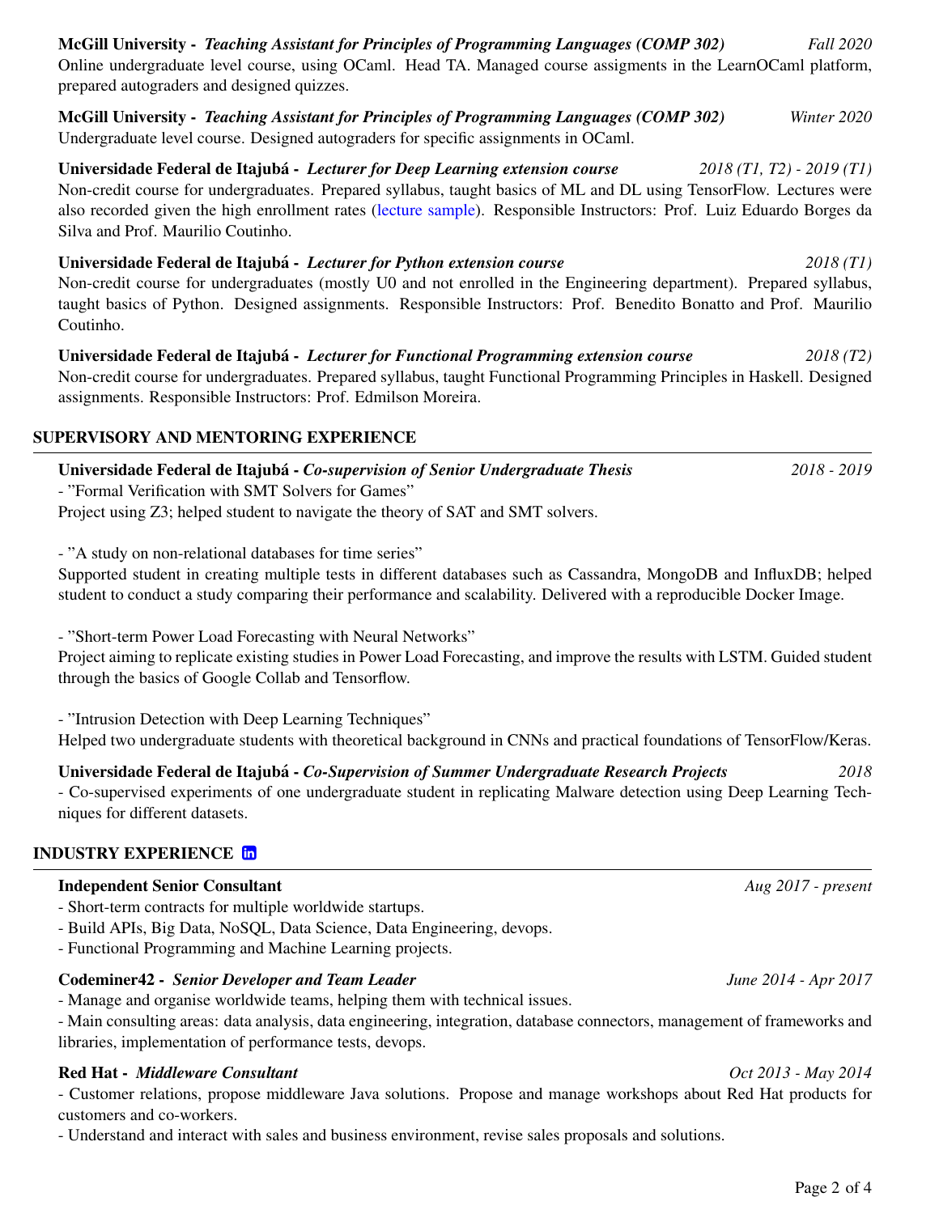**McGill University -** ***Teaching Assistant for Principles of Programming Languages (COMP 302)*** *Fall 2020*
Online undergraduate level course, using OCaml. Head TA. Managed course assigments in the LearnOCaml platform, prepared autograders and designed quizzes.

**McGill University -** ***Teaching Assistant for Principles of Programming Languages (COMP 302)*** *Winter 2020*
Undergraduate level course. Designed autograders for specific assignments in OCaml.

**Universidade Federal de Itajubá -** ***Lecturer for Deep Learning extension course*** *2018 (T1, T2) - 2019 (T1)*
Non-credit course for undergraduates. Prepared syllabus, taught basics of ML and DL using TensorFlow. Lectures were also recorded given the high enrollment rates (lecture sample). Responsible Instructors: Prof. Luiz Eduardo Borges da Silva and Prof. Maurilio Coutinho.

**Universidade Federal de Itajubá -** ***Lecturer for Python extension course*** *2018 (T1)*
Non-credit course for undergraduates (mostly U0 and not enrolled in the Engineering department). Prepared syllabus, taught basics of Python. Designed assignments. Responsible Instructors: Prof. Benedito Bonatto and Prof. Maurilio Coutinho.

**Universidade Federal de Itajubá -** ***Lecturer for Functional Programming extension course*** *2018 (T2)*
Non-credit course for undergraduates. Prepared syllabus, taught Functional Programming Principles in Haskell. Designed assignments. Responsible Instructors: Prof. Edmilson Moreira.

## SUPERVISORY AND MENTORING EXPERIENCE

**Universidade Federal de Itajubá -** ***Co-supervision of Senior Undergraduate Thesis*** *2018 - 2019*
- "Formal Verification with SMT Solvers for Games"
Project using Z3; helped student to navigate the theory of SAT and SMT solvers.

- "A study on non-relational databases for time series"
Supported student in creating multiple tests in different databases such as Cassandra, MongoDB and InfluxDB; helped student to conduct a study comparing their performance and scalability. Delivered with a reproducible Docker Image.

- "Short-term Power Load Forecasting with Neural Networks"
Project aiming to replicate existing studies in Power Load Forecasting, and improve the results with LSTM. Guided student through the basics of Google Collab and Tensorflow.

- "Intrusion Detection with Deep Learning Techniques"
Helped two undergraduate students with theoretical background in CNNs and practical foundations of TensorFlow/Keras.

**Universidade Federal de Itajubá -** ***Co-Supervision of Summer Undergraduate Research Projects*** *2018*
- Co-supervised experiments of one undergraduate student in replicating Malware detection using Deep Learning Techniques for different datasets.

## INDUSTRY EXPERIENCE

**Independent Senior Consultant** *Aug 2017 - present*
- Short-term contracts for multiple worldwide startups.
- Build APIs, Big Data, NoSQL, Data Science, Data Engineering, devops.
- Functional Programming and Machine Learning projects.

**Codeminer42 -** ***Senior Developer and Team Leader*** *June 2014 - Apr 2017*
- Manage and organise worldwide teams, helping them with technical issues.
- Main consulting areas: data analysis, data engineering, integration, database connectors, management of frameworks and libraries, implementation of performance tests, devops.

**Red Hat -** ***Middleware Consultant*** *Oct 2013 - May 2014*
- Customer relations, propose middleware Java solutions. Propose and manage workshops about Red Hat products for customers and co-workers.
- Understand and interact with sales and business environment, revise sales proposals and solutions.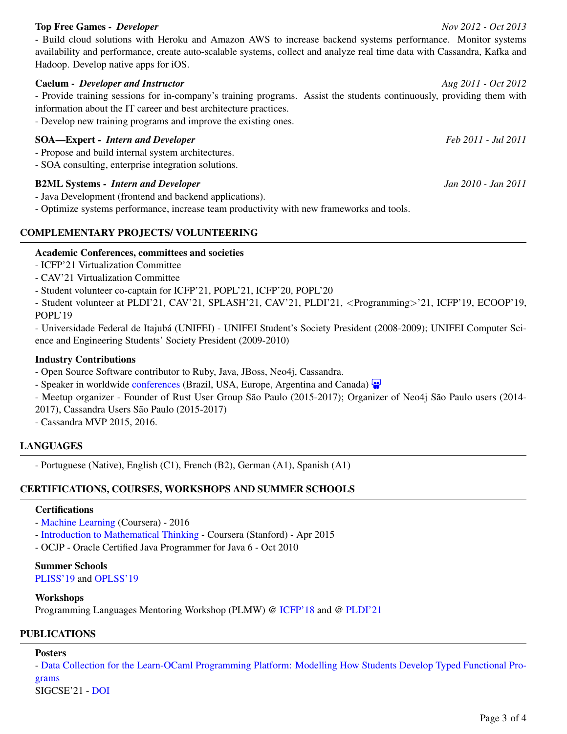**Top Free Games -** ***Developer*** *Nov 2012 - Oct 2013*

- Build cloud solutions with Heroku and Amazon AWS to increase backend systems performance. Monitor systems availability and performance, create auto-scalable systems, collect and analyze real time data with Cassandra, Kafka and Hadoop. Develop native apps for iOS.

**Caelum -** ***Developer and Instructor*** *Aug 2011 - Oct 2012*

- Provide training sessions for in-company's training programs. Assist the students continuously, providing them with information about the IT career and best architecture practices.
- Develop new training programs and improve the existing ones.

**SOA—Expert -** ***Intern and Developer*** *Feb 2011 - Jul 2011*

- Propose and build internal system architectures.
- SOA consulting, enterprise integration solutions.

**B2ML Systems -** ***Intern and Developer*** *Jan 2010 - Jan 2011*

- Java Development (frontend and backend applications).
- Optimize systems performance, increase team productivity with new frameworks and tools.

## COMPLEMENTARY PROJECTS/ VOLUNTEERING

**Academic Conferences, committees and societies**

- ICFP'21 Virtualization Committee
- CAV'21 Virtualization Committee
- Student volunteer co-captain for ICFP'21, POPL'21, ICFP'20, POPL'20
- Student volunteer at PLDI'21, CAV'21, SPLASH'21, CAV'21, PLDI'21, <Programming>'21, ICFP'19, ECOOP'19, POPL'19
- Universidade Federal de Itajubá (UNIFEI) - UNIFEI Student's Society President (2008-2009); UNIFEI Computer Science and Engineering Students' Society President (2009-2010)

**Industry Contributions**

- Open Source Software contributor to Ruby, Java, JBoss, Neo4j, Cassandra.
- Speaker in worldwide conferences (Brazil, USA, Europe, Argentina and Canada)
- Meetup organizer - Founder of Rust User Group São Paulo (2015-2017); Organizer of Neo4j São Paulo users (2014-2017), Cassandra Users São Paulo (2015-2017)
- Cassandra MVP 2015, 2016.

## LANGUAGES

- Portuguese (Native), English (C1), French (B2), German (A1), Spanish (A1)

## CERTIFICATIONS, COURSES, WORKSHOPS AND SUMMER SCHOOLS

**Certifications**

- Machine Learning (Coursera) - 2016
- Introduction to Mathematical Thinking - Coursera (Stanford) - Apr 2015
- OCJP - Oracle Certified Java Programmer for Java 6 - Oct 2010

**Summer Schools**

PLISS'19 and OPLSS'19

**Workshops**

Programming Languages Mentoring Workshop (PLMW) @ ICFP'18 and @ PLDI'21

## PUBLICATIONS

**Posters**

- Data Collection for the Learn-OCaml Programming Platform: Modelling How Students Develop Typed Functional Programs

SIGCSE'21 - DOI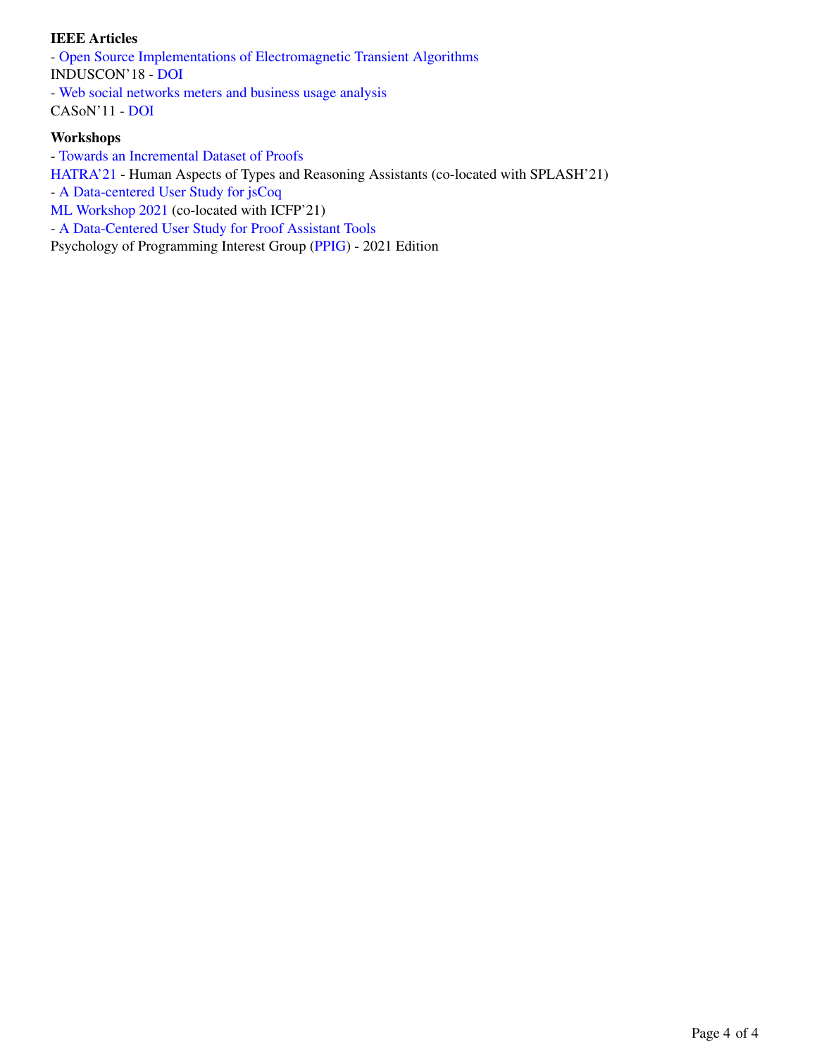**IEEE Articles**

- Open Source Implementations of Electromagnetic Transient Algorithms
INDUSCON'18 - DOI
- Web social networks meters and business usage analysis
CASoN'11 - DOI

**Workshops**

- Towards an Incremental Dataset of Proofs
HATRA'21 - Human Aspects of Types and Reasoning Assistants (co-located with SPLASH'21)
- A Data-centered User Study for jsCoq
ML Workshop 2021 (co-located with ICFP'21)
- A Data-Centered User Study for Proof Assistant Tools
Psychology of Programming Interest Group (PPIG) - 2021 Edition